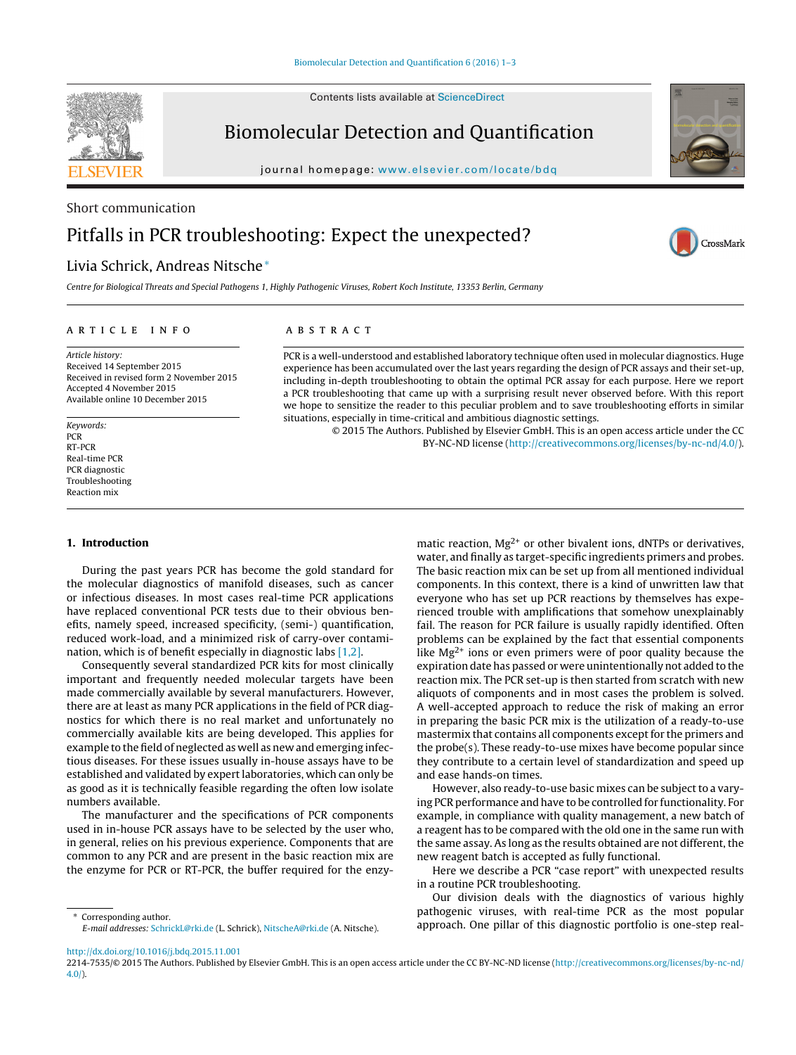Short communication

# Pitfalls in PCR troubleshooting: Expect the unexpected?

Livia Schrick, Andreas Nitsche *

*Centre for Biological Threats and Special Pathogens 1, Highly Pathogenic Viruses, Robert Koch Institute, 13353 Berlin, Germany*

**ARTICLE INFO**

*Article history:*
Received 14 September 2015
Received in revised form 2 November 2015
Accepted 4 November 2015
Available online 10 December 2015

*Keywords:*
PCR
RT-PCR
Real-time PCR
PCR diagnostic
Troubleshooting
Reaction mix

**ABSTRACT**

PCR is a well-understood and established laboratory technique often used in molecular diagnostics. Huge experience has been accumulated over the last years regarding the design of PCR assays and their set-up, including in-depth troubleshooting to obtain the optimal PCR assay for each purpose. Here we report a PCR troubleshooting that came up with a surprising result never observed before. With this report we hope to sensitize the reader to this peculiar problem and to save troubleshooting efforts in similar situations, especially in time-critical and ambitious diagnostic settings.

© 2015 The Authors. Published by Elsevier GmbH. This is an open access article under the CC BY-NC-ND license (http://creativecommons.org/licenses/by-nc-nd/4.0/).

## 1. Introduction

During the past years PCR has become the gold standard for the molecular diagnostics of manifold diseases, such as cancer or infectious diseases. In most cases real-time PCR applications have replaced conventional PCR tests due to their obvious benefits, namely speed, increased specificity, (semi-) quantification, reduced work-load, and a minimized risk of carry-over contamination, which is of benefit especially in diagnostic labs [1,2].

Consequently several standardized PCR kits for most clinically important and frequently needed molecular targets have been made commercially available by several manufacturers. However, there are at least as many PCR applications in the field of PCR diagnostics for which there is no real market and unfortunately no commercially available kits are being developed. This applies for example to the field of neglected as well as new and emerging infectious diseases. For these issues usually in-house assays have to be established and validated by expert laboratories, which can only be as good as it is technically feasible regarding the often low isolate numbers available.

The manufacturer and the specifications of PCR components used in in-house PCR assays have to be selected by the user who, in general, relies on his previous experience. Components that are common to any PCR and are present in the basic reaction mix are the enzyme for PCR or RT-PCR, the buffer required for the enzymatic reaction, $Mg^{2+}$ or other bivalent ions, dNTPs or derivatives, water, and finally as target-specific ingredients primers and probes. The basic reaction mix can be set up from all mentioned individual components. In this context, there is a kind of unwritten law that everyone who has set up PCR reactions by themselves has experienced trouble with amplifications that somehow unexplainably fail. The reason for PCR failure is usually rapidly identified. Often problems can be explained by the fact that essential components like $Mg^{2+}$ ions or even primers were of poor quality because the expiration date has passed or were unintentionally not added to the reaction mix. The PCR set-up is then started from scratch with new aliquots of components and in most cases the problem is solved. A well-accepted approach to reduce the risk of making an error in preparing the basic PCR mix is the utilization of a ready-to-use mastermix that contains all components except for the primers and the probe(s). These ready-to-use mixes have become popular since they contribute to a certain level of standardization and speed up and ease hands-on times.

However, also ready-to-use basic mixes can be subject to a varying PCR performance and have to be controlled for functionality. For example, in compliance with quality management, a new batch of a reagent has to be compared with the old one in the same run with the same assay. As long as the results obtained are not different, the new reagent batch is accepted as fully functional.

Here we describe a PCR "case report" with unexpected results in a routine PCR troubleshooting.

Our division deals with the diagnostics of various highly pathogenic viruses, with real-time PCR as the most popular approach. One pillar of this diagnostic portfolio is one-step real-

* Corresponding author.
*E-mail addresses:* SchrickL@rki.de (L. Schrick), NitscheA@rki.de (A. Nitsche).

http://dx.doi.org/10.1016/j.bdq.2015.11.001
2214-7535/© 2015 The Authors. Published by Elsevier GmbH. This is an open access article under the CC BY-NC-ND license (http://creativecommons.org/licenses/by-nc-nd/4.0/).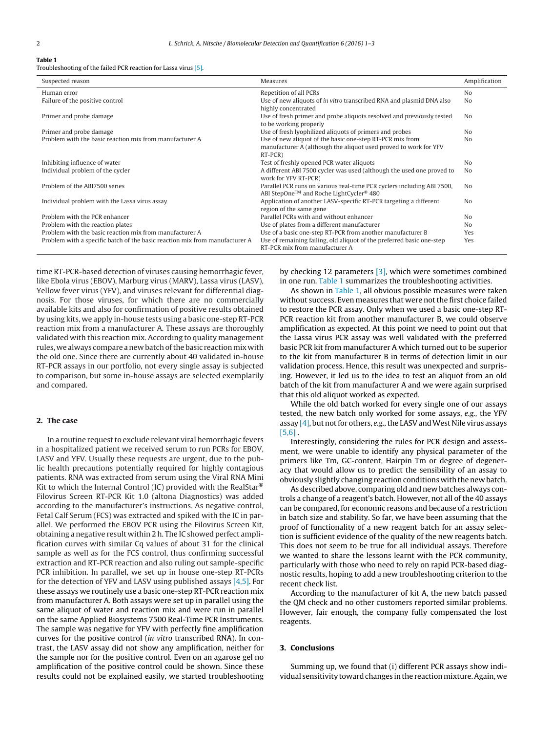**Table 1**
Troubleshooting of the failed PCR reaction for Lassa virus [5].

| Suspected reason | Measures | Amplification |
|---|---|---|
| Human error | Repetition of all PCRs | No |
| Failure of the positive control | Use of new aliquots of *in vitro* transcribed RNA and plasmid DNA also highly concentrated | No |
| Primer and probe damage | Use of fresh primer and probe aliquots resolved and previously tested to be working properly | No |
| Primer and probe damage | Use of fresh lyophilized aliquots of primers and probes | No |
| Problem with the basic reaction mix from manufacturer A | Use of new aliquot of the basic one-step RT-PCR mix from manufacturer A (although the aliquot used proved to work for YFV RT-PCR) | No |
| Inhibiting influence of water | Test of freshly opened PCR water aliquots | No |
| Individual problem of the cycler | A different ABI 7500 cycler was used (although the used one proved to work for YFV RT-PCR) | No |
| Problem of the ABI7500 series | Parallel PCR runs on various real-time PCR cyclers including ABI 7500, ABI StepOne™ and Roche LightCycler® 480 | No |
| Individual problem with the Lassa virus assay | Application of another LASV-specific RT-PCR targeting a different region of the same gene | No |
| Problem with the PCR enhancer | Parallel PCRs with and without enhancer | No |
| Problem with the reaction plates | Use of plates from a different manufacturer | No |
| Problem with the basic reaction mix from manufacturer A | Use of a basic one-step RT-PCR from another manufacturer B | Yes |
| Problem with a specific batch of the basic reaction mix from manufacturer A | Use of remaining failing, old aliquot of the preferred basic one-step RT-PCR mix from manufacturer A | Yes |

time RT-PCR-based detection of viruses causing hemorrhagic fever, like Ebola virus (EBOV), Marburg virus (MARV), Lassa virus (LASV), Yellow fever virus (YFV), and viruses relevant for differential diagnosis. For those viruses, for which there are no commercially available kits and also for confirmation of positive results obtained by using kits, we apply in-house tests using a basic one-step RT-PCR reaction mix from a manufacturer A. These assays are thoroughly validated with this reaction mix. According to quality management rules, we always compare a new batch of the basic reaction mix with the old one. Since there are currently about 40 validated in-house RT-PCR assays in our portfolio, not every single assay is subjected to comparison, but some in-house assays are selected exemplarily and compared.

## 2. The case

In a routine request to exclude relevant viral hemorrhagic fevers in a hospitalized patient we received serum to run PCRs for EBOV, LASV and YFV. Usually these requests are urgent, due to the public health precautions potentially required for highly contagious patients. RNA was extracted from serum using the Viral RNA Mini Kit to which the Internal Control (IC) provided with the RealStar® Filovirus Screen RT-PCR Kit 1.0 (altona Diagnostics) was added according to the manufacturer's instructions. As negative control, Fetal Calf Serum (FCS) was extracted and spiked with the IC in parallel. We performed the EBOV PCR using the Filovirus Screen Kit, obtaining a negative result within 2 h. The IC showed perfect amplification curves with similar Cq values of about 31 for the clinical sample as well as for the FCS control, thus confirming successful extraction and RT-PCR reaction and also ruling out sample-specific PCR inhibition. In parallel, we set up in house one-step RT-PCRs for the detection of YFV and LASV using published assays [4,5]. For these assays we routinely use a basic one-step RT-PCR reaction mix from manufacturer A. Both assays were set up in parallel using the same aliquot of water and reaction mix and were run in parallel on the same Applied Biosystems 7500 Real-Time PCR Instruments. The sample was negative for YFV with perfectly fine amplification curves for the positive control (*in vitro* transcribed RNA). In contrast, the LASV assay did not show any amplification, neither for the sample nor for the positive control. Even on an agarose gel no amplification of the positive control could be shown. Since these results could not be explained easily, we started troubleshooting by checking 12 parameters [3], which were sometimes combined in one run. Table 1 summarizes the troubleshooting activities.

As shown in Table 1, all obvious possible measures were taken without success. Even measures that were not the first choice failed to restore the PCR assay. Only when we used a basic one-step RT-PCR reaction kit from another manufacturer B, we could observe amplification as expected. At this point we need to point out that the Lassa virus PCR assay was well validated with the preferred basic PCR kit from manufacturer A which turned out to be superior to the kit from manufacturer B in terms of detection limit in our validation process. Hence, this result was unexpected and surprising. However, it led us to the idea to test an aliquot from an old batch of the kit from manufacturer A and we were again surprised that this old aliquot worked as expected.

While the old batch worked for every single one of our assays tested, the new batch only worked for some assays, *e.g.,* the YFV assay [4], but not for others, *e.g.,* the LASV and West Nile virus assays [5,6].

Interestingly, considering the rules for PCR design and assessment, we were unable to identify any physical parameter of the primers like Tm, GC-content, Hairpin Tm or degree of degeneracy that would allow us to predict the sensibility of an assay to obviously slightly changing reaction conditions with the new batch.

As described above, comparing old and new batches always controls a change of a reagent's batch. However, not all of the 40 assays can be compared, for economic reasons and because of a restriction in batch size and stability. So far, we have been assuming that the proof of functionality of a new reagent batch for an assay selection is sufficient evidence of the quality of the new reagents batch. This does not seem to be true for all individual assays. Therefore we wanted to share the lessons learnt with the PCR community, particularly with those who need to rely on rapid PCR-based diagnostic results, hoping to add a new troubleshooting criterion to the recent check list.

According to the manufacturer of kit A, the new batch passed the QM check and no other customers reported similar problems. However, fair enough, the company fully compensated the lost reagents.

## 3. Conclusions

Summing up, we found that (i) different PCR assays show individual sensitivity toward changes in the reaction mixture. Again, we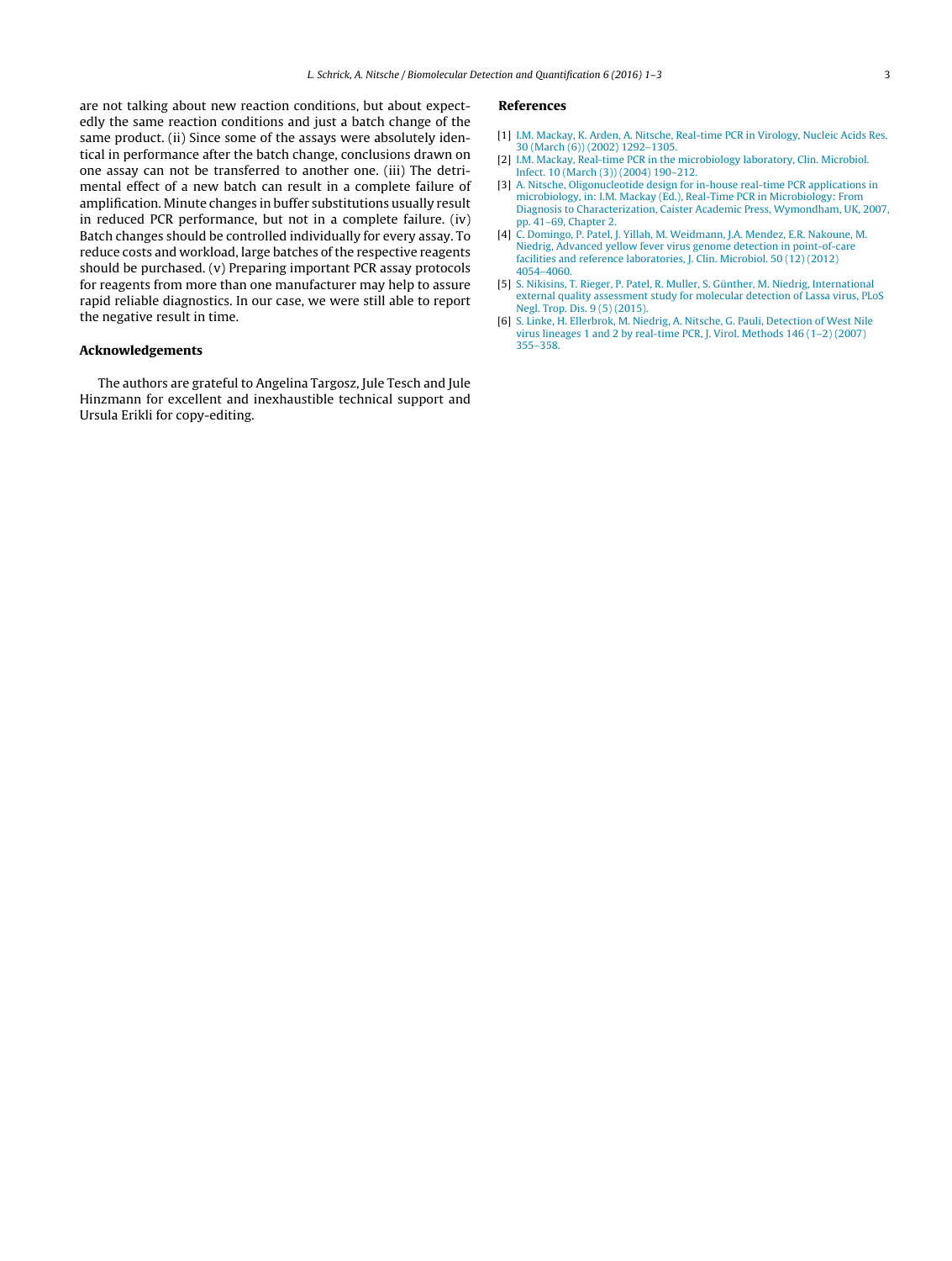are not talking about new reaction conditions, but about expectedly the same reaction conditions and just a batch change of the same product. (ii) Since some of the assays were absolutely identical in performance after the batch change, conclusions drawn on one assay can not be transferred to another one. (iii) The detrimental effect of a new batch can result in a complete failure of amplification. Minute changes in buffer substitutions usually result in reduced PCR performance, but not in a complete failure. (iv) Batch changes should be controlled individually for every assay. To reduce costs and workload, large batches of the respective reagents should be purchased. (v) Preparing important PCR assay protocols for reagents from more than one manufacturer may help to assure rapid reliable diagnostics. In our case, we were still able to report the negative result in time.

## Acknowledgements

The authors are grateful to Angelina Targosz, Jule Tesch and Jule Hinzmann for excellent and inexhaustible technical support and Ursula Erikli for copy-editing.

## References

[1] I.M. Mackay, K. Arden, A. Nitsche, Real-time PCR in Virology, Nucleic Acids Res. 30 (March (6)) (2002) 1292–1305.

[2] I.M. Mackay, Real-time PCR in the microbiology laboratory, Clin. Microbiol. Infect. 10 (March (3)) (2004) 190–212.

[3] A. Nitsche, Oligonucleotide design for in-house real-time PCR applications in microbiology, in: I.M. Mackay (Ed.), Real-Time PCR in Microbiology: From Diagnosis to Characterization, Caister Academic Press, Wymondham, UK, 2007, pp. 41–69, Chapter 2.

[4] C. Domingo, P. Patel, J. Yillah, M. Weidmann, J.A. Mendez, E.R. Nakoune, M. Niedrig, Advanced yellow fever virus genome detection in point-of-care facilities and reference laboratories, J. Clin. Microbiol. 50 (12) (2012) 4054–4060.

[5] S. Nikisins, T. Rieger, P. Patel, R. Muller, S. Günther, M. Niedrig, International external quality assessment study for molecular detection of Lassa virus, PLoS Negl. Trop. Dis. 9 (5) (2015).

[6] S. Linke, H. Ellerbrok, M. Niedrig, A. Nitsche, G. Pauli, Detection of West Nile virus lineages 1 and 2 by real-time PCR, J. Virol. Methods 146 (1–2) (2007) 355–358.